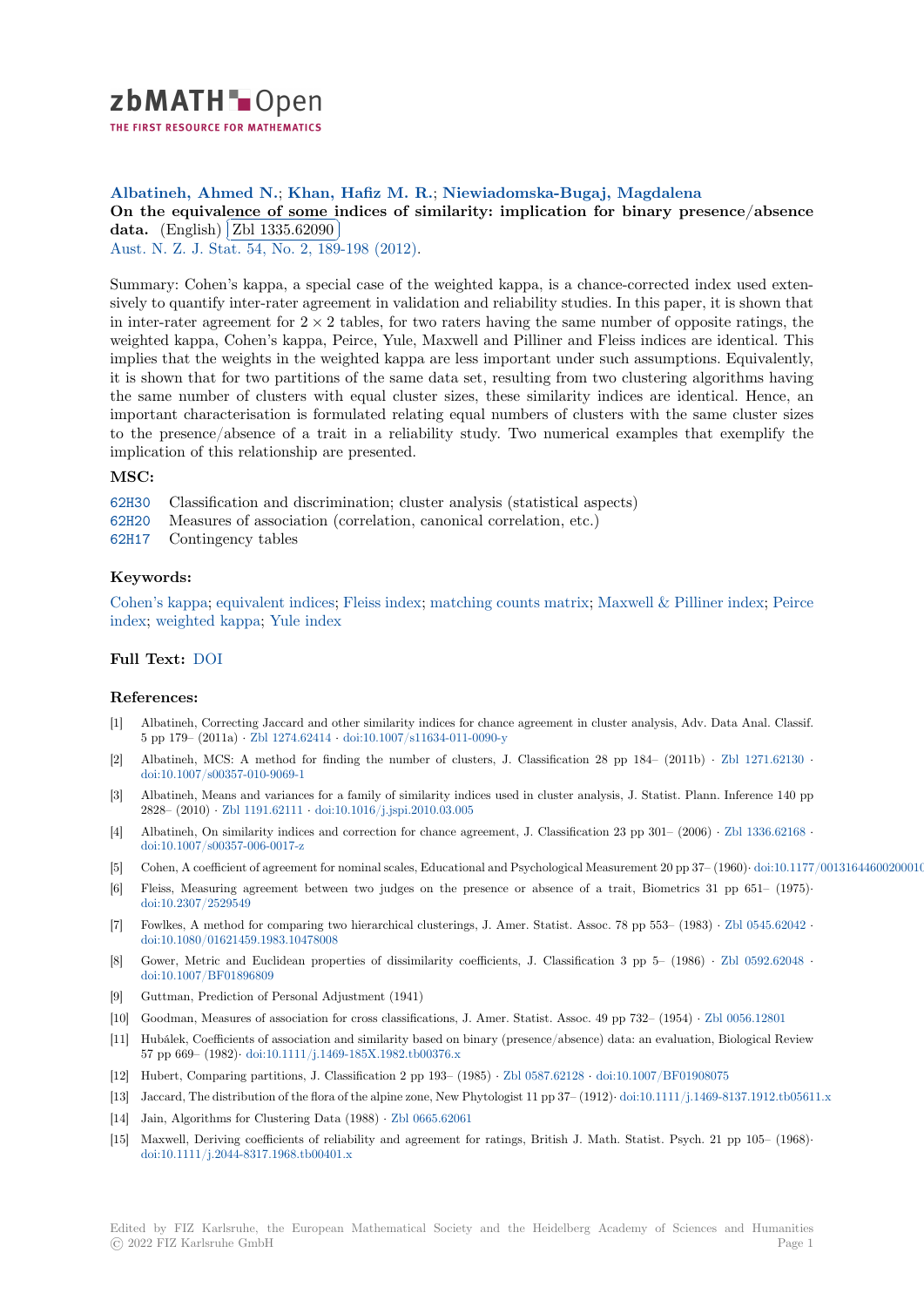# zbMATH Open

THE FIRST RESOURCE FOR MATHEMATICS

**Albatineh, Ahmed N.**; **Khan, Hafiz M. R.**; **Niewiadomska-Bugaj, Magdalena**

**On the equivalence of some indices of similarity: implication for binary presence/absence data.** (English) Zbl 1335.62090

Aust. N. Z. J. Stat. 54, No. 2, 189-198 (2012).

Summary: Cohen's kappa, a special case of the weighted kappa, is a chance-corrected index used extensively to quantify inter-rater agreement in validation and reliability studies. In this paper, it is shown that in inter-rater agreement for $2 \times 2$ tables, for two raters having the same number of opposite ratings, the weighted kappa, Cohen's kappa, Peirce, Yule, Maxwell and Pilliner and Fleiss indices are identical. This implies that the weights in the weighted kappa are less important under such assumptions. Equivalently, it is shown that for two partitions of the same data set, resulting from two clustering algorithms having the same number of clusters with equal cluster sizes, these similarity indices are identical. Hence, an important characterisation is formulated relating equal numbers of clusters with the same cluster sizes to the presence/absence of a trait in a reliability study. Two numerical examples that exemplify the implication of this relationship are presented.

## MSC:

62H30 Classification and discrimination; cluster analysis (statistical aspects)
62H20 Measures of association (correlation, canonical correlation, etc.)
62H17 Contingency tables

## Keywords:

Cohen's kappa; equivalent indices; Fleiss index; matching counts matrix; Maxwell & Pilliner index; Peirce index; weighted kappa; Yule index

## Full Text: DOI

## References:

[1] Albatineh, Correcting Jaccard and other similarity indices for chance agreement in cluster analysis, Adv. Data Anal. Classif. 5 pp 179– (2011a) · Zbl 1274.62414 · doi:10.1007/s11634-011-0090-y
[2] Albatineh, MCS: A method for finding the number of clusters, J. Classification 28 pp 184– (2011b) · Zbl 1271.62130 · doi:10.1007/s00357-010-9069-1
[3] Albatineh, Means and variances for a family of similarity indices used in cluster analysis, J. Statist. Plann. Inference 140 pp 2828– (2010) · Zbl 1191.62111 · doi:10.1016/j.jspi.2010.03.005
[4] Albatineh, On similarity indices and correction for chance agreement, J. Classification 23 pp 301– (2006) · Zbl 1336.62168 · doi:10.1007/s00357-006-0017-z
[5] Cohen, A coefficient of agreement for nominal scales, Educational and Psychological Measurement 20 pp 37– (1960)· doi:10.1177/00131644600200010
[6] Fleiss, Measuring agreement between two judges on the presence or absence of a trait, Biometrics 31 pp 651– (1975)· doi:10.2307/2529549
[7] Fowlkes, A method for comparing two hierarchical clusterings, J. Amer. Statist. Assoc. 78 pp 553– (1983) · Zbl 0545.62042 · doi:10.1080/01621459.1983.10478008
[8] Gower, Metric and Euclidean properties of dissimilarity coefficients, J. Classification 3 pp 5– (1986) · Zbl 0592.62048 · doi:10.1007/BF01896809
[9] Guttman, Prediction of Personal Adjustment (1941)
[10] Goodman, Measures of association for cross classifications, J. Amer. Statist. Assoc. 49 pp 732– (1954) · Zbl 0056.12801
[11] Hubálek, Coefficients of association and similarity based on binary (presence/absence) data: an evaluation, Biological Review 57 pp 669– (1982)· doi:10.1111/j.1469-185X.1982.tb00376.x
[12] Hubert, Comparing partitions, J. Classification 2 pp 193– (1985) · Zbl 0587.62128 · doi:10.1007/BF01908075
[13] Jaccard, The distribution of the flora of the alpine zone, New Phytologist 11 pp 37– (1912)· doi:10.1111/j.1469-8137.1912.tb05611.x
[14] Jain, Algorithms for Clustering Data (1988) · Zbl 0665.62061
[15] Maxwell, Deriving coefficients of reliability and agreement for ratings, British J. Math. Statist. Psych. 21 pp 105– (1968)· doi:10.1111/j.2044-8317.1968.tb00401.x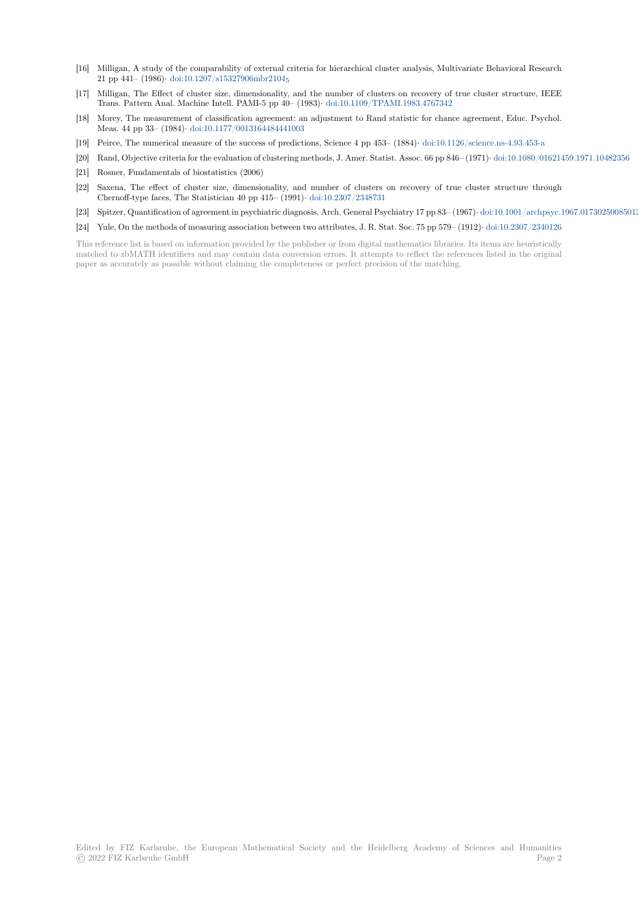[16] Milligan, A study of the comparability of external criteria for hierarchical cluster analysis, Multivariate Behavioral Research 21 pp 441– (1986)· doi:10.1207/s15327906mbr2104_5

[17] Milligan, The Effect of cluster size, dimensionality, and the number of clusters on recovery of true cluster structure, IEEE Trans. Pattern Anal. Machine Intell. PAMI-5 pp 40– (1983)· doi:10.1109/TPAMI.1983.4767342

[18] Morey, The measurement of classification agreement: an adjustment to Rand statistic for chance agreement, Educ. Psychol. Meas. 44 pp 33– (1984)· doi:10.1177/0013164484441003

[19] Peirce, The numerical measure of the success of predictions, Science 4 pp 453– (1884)· doi:10.1126/science.ns-4.93.453-a

[20] Rand, Objective criteria for the evaluation of clustering methods, J. Amer. Statist. Assoc. 66 pp 846– (1971)· doi:10.1080/01621459.1971.10482356

[21] Rosner, Fundamentals of biostatistics (2006)

[22] Saxena, The effect of cluster size, dimensionality, and number of clusters on recovery of true cluster structure through Chernoff-type faces, The Statistician 40 pp 415– (1991)· doi:10.2307/2348731

[23] Spitzer, Quantification of agreement in psychiatric diagnosis, Arch. General Psychiatry 17 pp 83– (1967)· doi:10.1001/archpsyc.1967.0173025008501

[24] Yule, On the methods of measuring association between two attributes, J. R. Stat. Soc. 75 pp 579– (1912)· doi:10.2307/2340126

This reference list is based on information provided by the publisher or from digital mathematics libraries. Its items are heuristically matched to zbMATH identifiers and may contain data conversion errors. It attempts to reflect the references listed in the original paper as accurately as possible without claiming the completeness or perfect precision of the matching.